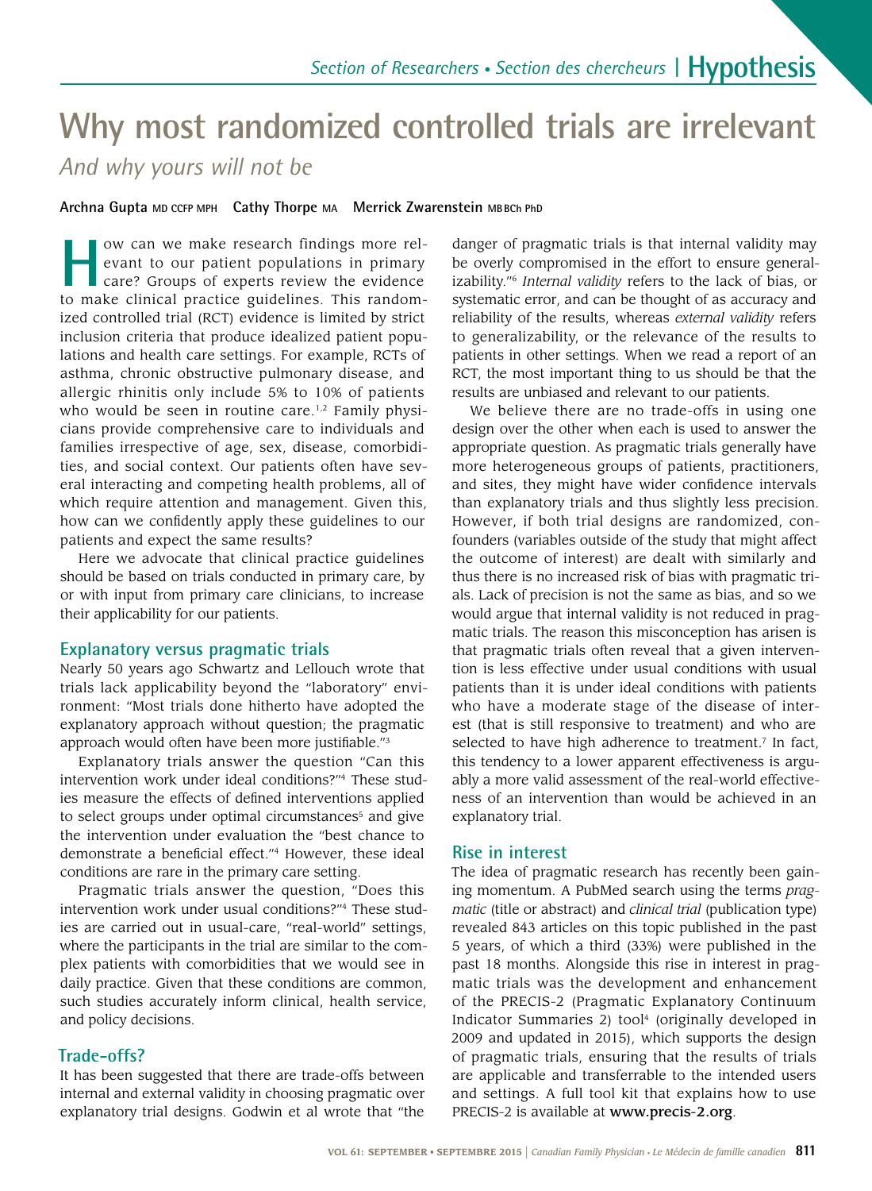# Why most randomized controlled trials are irrelevant

*And why yours will not be*

**Archna Gupta** MD CCFP MPH **Cathy Thorpe** MA **Merrick Zwarenstein** MBBCh PhD

How can we make research findings more relevant to our patient populations in primary care? Groups of experts review the evidence to make clinical practice guidelines. This randomized controlled trial (RCT) evidence is limited by strict inclusion criteria that produce idealized patient populations and health care settings. For example, RCTs of asthma, chronic obstructive pulmonary disease, and allergic rhinitis only include 5% to 10% of patients who would be seen in routine care.[1,2] Family physicians provide comprehensive care to individuals and families irrespective of age, sex, disease, comorbidities, and social context. Our patients often have several interacting and competing health problems, all of which require attention and management. Given this, how can we confidently apply these guidelines to our patients and expect the same results?

Here we advocate that clinical practice guidelines should be based on trials conducted in primary care, by or with input from primary care clinicians, to increase their applicability for our patients.

## Explanatory versus pragmatic trials

Nearly 50 years ago Schwartz and Lellouch wrote that trials lack applicability beyond the "laboratory" environment: "Most trials done hitherto have adopted the explanatory approach without question; the pragmatic approach would often have been more justifiable."[3]

Explanatory trials answer the question "Can this intervention work under ideal conditions?"[4] These studies measure the effects of defined interventions applied to select groups under optimal circumstances[5] and give the intervention under evaluation the "best chance to demonstrate a beneficial effect."[4] However, these ideal conditions are rare in the primary care setting.

Pragmatic trials answer the question, "Does this intervention work under usual conditions?"[4] These studies are carried out in usual-care, "real-world" settings, where the participants in the trial are similar to the complex patients with comorbidities that we would see in daily practice. Given that these conditions are common, such studies accurately inform clinical, health service, and policy decisions.

## Trade-offs?

It has been suggested that there are trade-offs between internal and external validity in choosing pragmatic over explanatory trial designs. Godwin et al wrote that "the danger of pragmatic trials is that internal validity may be overly compromised in the effort to ensure generalizability."[6] *Internal validity* refers to the lack of bias, or systematic error, and can be thought of as accuracy and reliability of the results, whereas *external validity* refers to generalizability, or the relevance of the results to patients in other settings. When we read a report of an RCT, the most important thing to us should be that the results are unbiased and relevant to our patients.

We believe there are no trade-offs in using one design over the other when each is used to answer the appropriate question. As pragmatic trials generally have more heterogeneous groups of patients, practitioners, and sites, they might have wider confidence intervals than explanatory trials and thus slightly less precision. However, if both trial designs are randomized, confounders (variables outside of the study that might affect the outcome of interest) are dealt with similarly and thus there is no increased risk of bias with pragmatic trials. Lack of precision is not the same as bias, and so we would argue that internal validity is not reduced in pragmatic trials. The reason this misconception has arisen is that pragmatic trials often reveal that a given intervention is less effective under usual conditions with usual patients than it is under ideal conditions with patients who have a moderate stage of the disease of interest (that is still responsive to treatment) and who are selected to have high adherence to treatment.[7] In fact, this tendency to a lower apparent effectiveness is arguably a more valid assessment of the real-world effectiveness of an intervention than would be achieved in an explanatory trial.

## Rise in interest

The idea of pragmatic research has recently been gaining momentum. A PubMed search using the terms *pragmatic* (title or abstract) and *clinical trial* (publication type) revealed 843 articles on this topic published in the past 5 years, of which a third (33%) were published in the past 18 months. Alongside this rise in interest in pragmatic trials was the development and enhancement of the PRECIS-2 (Pragmatic Explanatory Continuum Indicator Summaries 2) tool[4] (originally developed in 2009 and updated in 2015), which supports the design of pragmatic trials, ensuring that the results of trials are applicable and transferrable to the intended users and settings. A full tool kit that explains how to use PRECIS-2 is available at **www.precis-2.org**.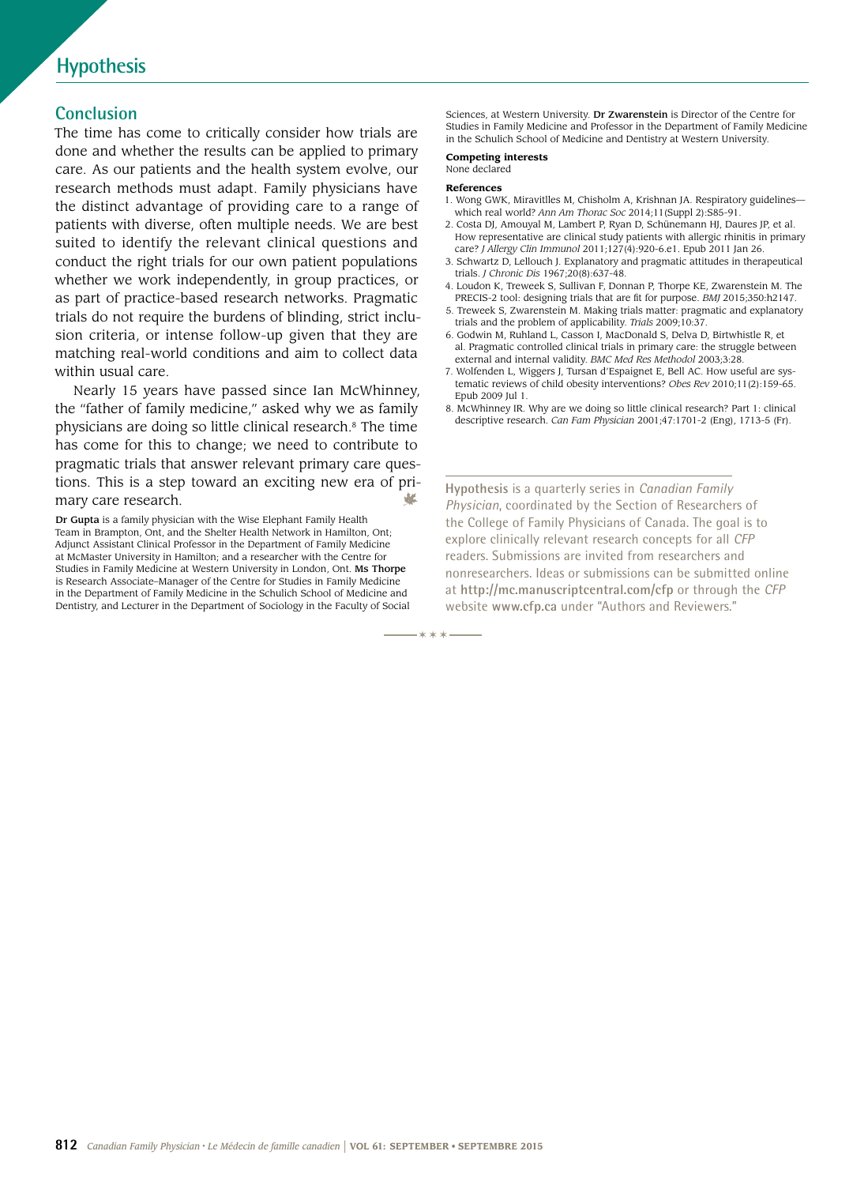## Conclusion

The time has come to critically consider how trials are done and whether the results can be applied to primary care. As our patients and the health system evolve, our research methods must adapt. Family physicians have the distinct advantage of providing care to a range of patients with diverse, often multiple needs. We are best suited to identify the relevant clinical questions and conduct the right trials for our own patient populations whether we work independently, in group practices, or as part of practice-based research networks. Pragmatic trials do not require the burdens of blinding, strict inclusion criteria, or intense follow-up given that they are matching real-world conditions and aim to collect data within usual care.

Nearly 15 years have passed since Ian McWhinney, the "father of family medicine," asked why we as family physicians are doing so little clinical research.[8] The time has come for this to change; we need to contribute to pragmatic trials that answer relevant primary care questions. This is a step toward an exciting new era of primary care research.

**Dr Gupta** is a family physician with the Wise Elephant Family Health Team in Brampton, Ont, and the Shelter Health Network in Hamilton, Ont; Adjunct Assistant Clinical Professor in the Department of Family Medicine at McMaster University in Hamilton; and a researcher with the Centre for Studies in Family Medicine at Western University in London, Ont. **Ms Thorpe** is Research Associate–Manager of the Centre for Studies in Family Medicine in the Department of Family Medicine in the Schulich School of Medicine and Dentistry, and Lecturer in the Department of Sociology in the Faculty of Social Sciences, at Western University. **Dr Zwarenstein** is Director of the Centre for Studies in Family Medicine and Professor in the Department of Family Medicine in the Schulich School of Medicine and Dentistry at Western University.

**Competing interests**

None declared

**References**

1. Wong GWK, Miravitlles M, Chisholm A, Krishnan JA. Respiratory guidelines—which real world? *Ann Am Thorac Soc* 2014;11(Suppl 2):S85-91.
2. Costa DJ, Amouyal M, Lambert P, Ryan D, Schünemann HJ, Daures JP, et al. How representative are clinical study patients with allergic rhinitis in primary care? *J Allergy Clin Immunol* 2011;127(4):920-6.e1. Epub 2011 Jan 26.
3. Schwartz D, Lellouch J. Explanatory and pragmatic attitudes in therapeutical trials. *J Chronic Dis* 1967;20(8):637-48.
4. Loudon K, Treweek S, Sullivan F, Donnan P, Thorpe KE, Zwarenstein M. The PRECIS-2 tool: designing trials that are fit for purpose. *BMJ* 2015;350:h2147.
5. Treweek S, Zwarenstein M. Making trials matter: pragmatic and explanatory trials and the problem of applicability. *Trials* 2009;10:37.
6. Godwin M, Ruhland L, Casson I, MacDonald S, Delva D, Birtwhistle R, et al. Pragmatic controlled clinical trials in primary care: the struggle between external and internal validity. *BMC Med Res Methodol* 2003;3:28.
7. Wolfenden L, Wiggers J, Tursan d'Espaignet E, Bell AC. How useful are systematic reviews of child obesity interventions? *Obes Rev* 2010;11(2):159-65. Epub 2009 Jul 1.
8. McWhinney IR. Why are we doing so little clinical research? Part 1: clinical descriptive research. *Can Fam Physician* 2001;47:1701-2 (Eng), 1713-5 (Fr).

**Hypothesis** is a quarterly series in *Canadian Family Physician*, coordinated by the Section of Researchers of the College of Family Physicians of Canada. The goal is to explore clinically relevant research concepts for all *CFP* readers. Submissions are invited from researchers and nonresearchers. Ideas or submissions can be submitted online at **http://mc.manuscriptcentral.com/cfp** or through the *CFP* website **www.cfp.ca** under "Authors and Reviewers."